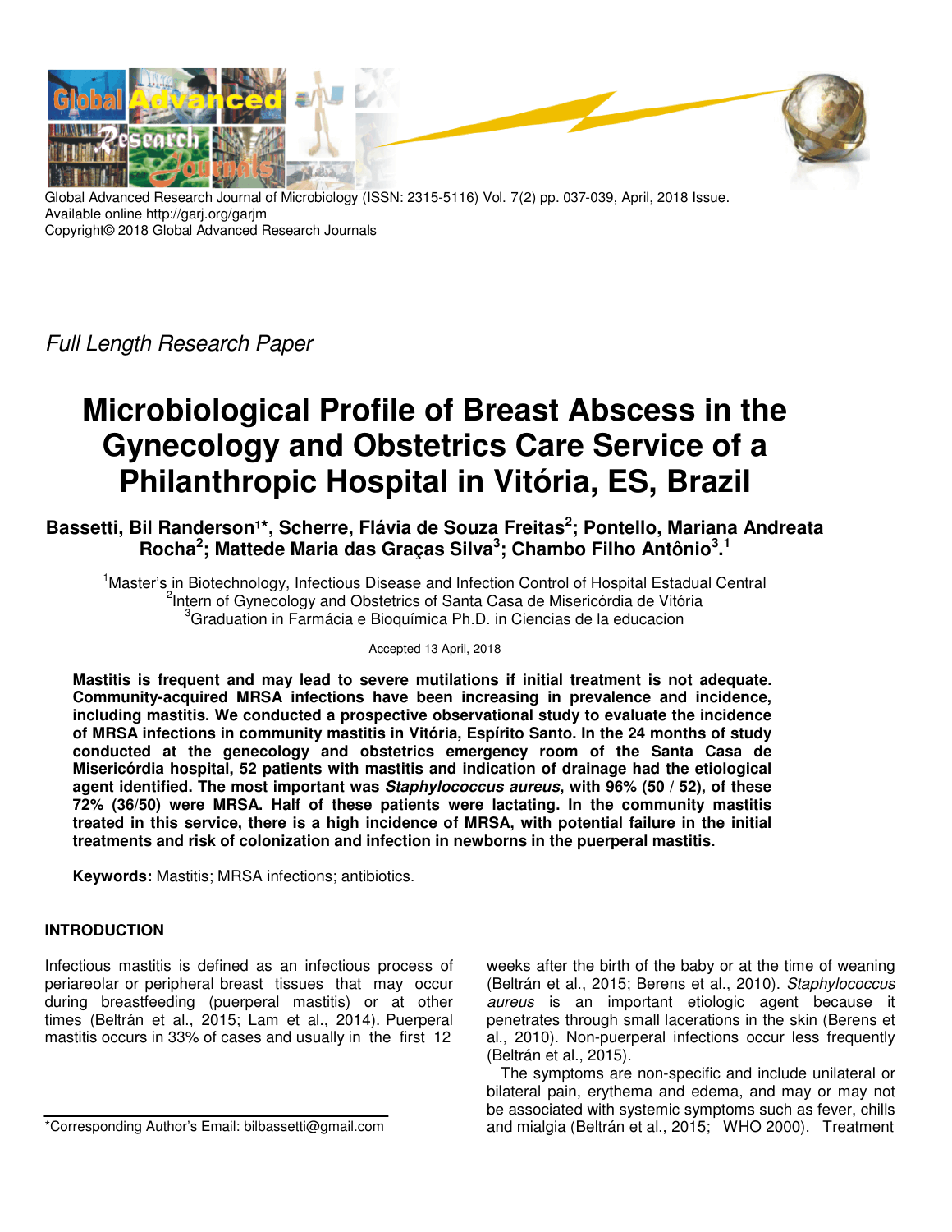Global Advanced Research Journal of Microbiology (ISSN: 2315-5116) Vol. 7(2) pp. 037-039, April, 2018 Issue.
Available online http://garj.org/garjm
Copyright© 2018 Global Advanced Research Journals

*Full Length Research Paper*

# Microbiological Profile of Breast Abscess in the Gynecology and Obstetrics Care Service of a Philanthropic Hospital in Vitória, ES, Brazil

**Bassetti, Bil Randerson[1]*, Scherre, Flávia de Souza Freitas[2]; Pontello, Mariana Andreata Rocha[2]; Mattede Maria das Graças Silva[3]; Chambo Filho Antônio[3].[1]**

[1]Master's in Biotechnology, Infectious Disease and Infection Control of Hospital Estadual Central
[2]Intern of Gynecology and Obstetrics of Santa Casa de Misericórdia de Vitória
[3]Graduation in Farmácia e Bioquímica Ph.D. in Ciencias de la educacion

Accepted 13 April, 2018

**Mastitis is frequent and may lead to severe mutilations if initial treatment is not adequate. Community-acquired MRSA infections have been increasing in prevalence and incidence, including mastitis. We conducted a prospective observational study to evaluate the incidence of MRSA infections in community mastitis in Vitória, Espírito Santo. In the 24 months of study conducted at the genecology and obstetrics emergency room of the Santa Casa de Misericórdia hospital, 52 patients with mastitis and indication of drainage had the etiological agent identified. The most important was *Staphylococcus aureus*, with 96% (50 / 52), of these 72% (36/50) were MRSA. Half of these patients were lactating. In the community mastitis treated in this service, there is a high incidence of MRSA, with potential failure in the initial treatments and risk of colonization and infection in newborns in the puerperal mastitis.**

**Keywords:** Mastitis; MRSA infections; antibiotics.

## INTRODUCTION

Infectious mastitis is defined as an infectious process of periareolar or peripheral breast tissues that may occur during breastfeeding (puerperal mastitis) or at other times (Beltrán et al., 2015; Lam et al., 2014). Puerperal mastitis occurs in 33% of cases and usually in the first 12 weeks after the birth of the baby or at the time of weaning (Beltrán et al., 2015; Berens et al., 2010). *Staphylococcus aureus* is an important etiologic agent because it penetrates through small lacerations in the skin (Berens et al., 2010). Non-puerperal infections occur less frequently (Beltrán et al., 2015).

The symptoms are non-specific and include unilateral or bilateral pain, erythema and edema, and may or may not be associated with systemic symptoms such as fever, chills and mialgia (Beltrán et al., 2015; WHO 2000). Treatment

*Corresponding Author's Email: bilbassetti@gmail.com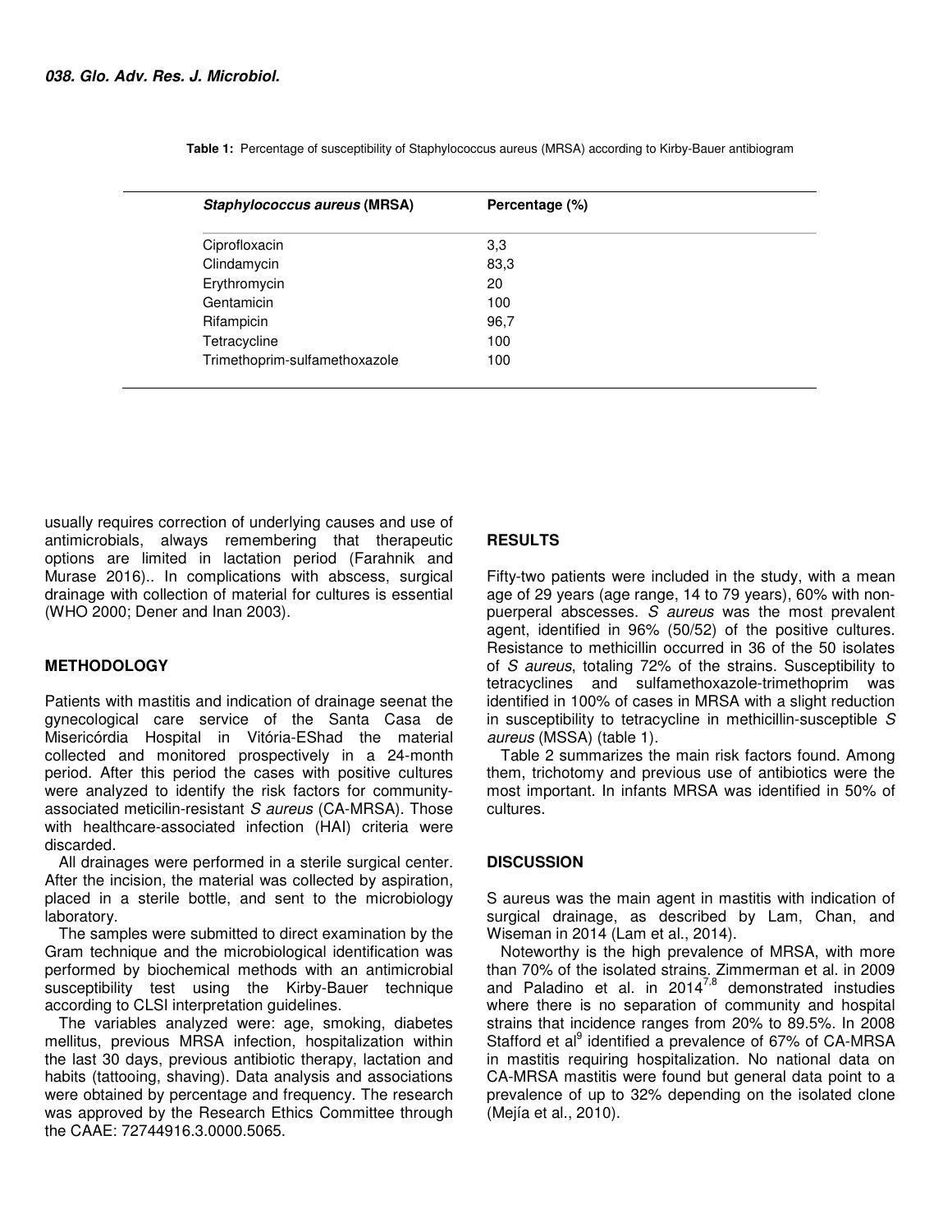**Table 1:** Percentage of susceptibility of Staphylococcus aureus (MRSA) according to Kirby-Bauer antibiogram

| *Staphylococcus aureus* (MRSA) | Percentage (%) |
|---|---|
| Ciprofloxacin | 3,3 |
| Clindamycin | 83,3 |
| Erythromycin | 20 |
| Gentamicin | 100 |
| Rifampicin | 96,7 |
| Tetracycline | 100 |
| Trimethoprim-sulfamethoxazole | 100 |

usually requires correction of underlying causes and use of antimicrobials, always remembering that therapeutic options are limited in lactation period (Farahnik and Murase 2016).. In complications with abscess, surgical drainage with collection of material for cultures is essential (WHO 2000; Dener and Inan 2003).

## METHODOLOGY

Patients with mastitis and indication of drainage seenat the gynecological care service of the Santa Casa de Misericórdia Hospital in Vitória-EShad the material collected and monitored prospectively in a 24-month period. After this period the cases with positive cultures were analyzed to identify the risk factors for community-associated meticilin-resistant *S aureus* (CA-MRSA). Those with healthcare-associated infection (HAI) criteria were discarded.

All drainages were performed in a sterile surgical center. After the incision, the material was collected by aspiration, placed in a sterile bottle, and sent to the microbiology laboratory.

The samples were submitted to direct examination by the Gram technique and the microbiological identification was performed by biochemical methods with an antimicrobial susceptibility test using the Kirby-Bauer technique according to CLSI interpretation guidelines.

The variables analyzed were: age, smoking, diabetes mellitus, previous MRSA infection, hospitalization within the last 30 days, previous antibiotic therapy, lactation and habits (tattooing, shaving). Data analysis and associations were obtained by percentage and frequency. The research was approved by the Research Ethics Committee through the CAAE: 72744916.3.0000.5065.

## RESULTS

Fifty-two patients were included in the study, with a mean age of 29 years (age range, 14 to 79 years), 60% with non-puerperal abscesses. *S aureus* was the most prevalent agent, identified in 96% (50/52) of the positive cultures. Resistance to methicillin occurred in 36 of the 50 isolates of *S aureus*, totaling 72% of the strains. Susceptibility to tetracyclines and sulfamethoxazole-trimethoprim was identified in 100% of cases in MRSA with a slight reduction in susceptibility to tetracycline in methicillin-susceptible *S aureus* (MSSA) (table 1).

Table 2 summarizes the main risk factors found. Among them, trichotomy and previous use of antibiotics were the most important. In infants MRSA was identified in 50% of cultures.

## DISCUSSION

S aureus was the main agent in mastitis with indication of surgical drainage, as described by Lam, Chan, and Wiseman in 2014 (Lam et al., 2014).

Noteworthy is the high prevalence of MRSA, with more than 70% of the isolated strains. Zimmerman et al. in 2009 and Paladino et al. in 2014[7,8] demonstrated instudies where there is no separation of community and hospital strains that incidence ranges from 20% to 89.5%. In 2008 Stafford et al[9] identified a prevalence of 67% of CA-MRSA in mastitis requiring hospitalization. No national data on CA-MRSA mastitis were found but general data point to a prevalence of up to 32% depending on the isolated clone (Mejía et al., 2010).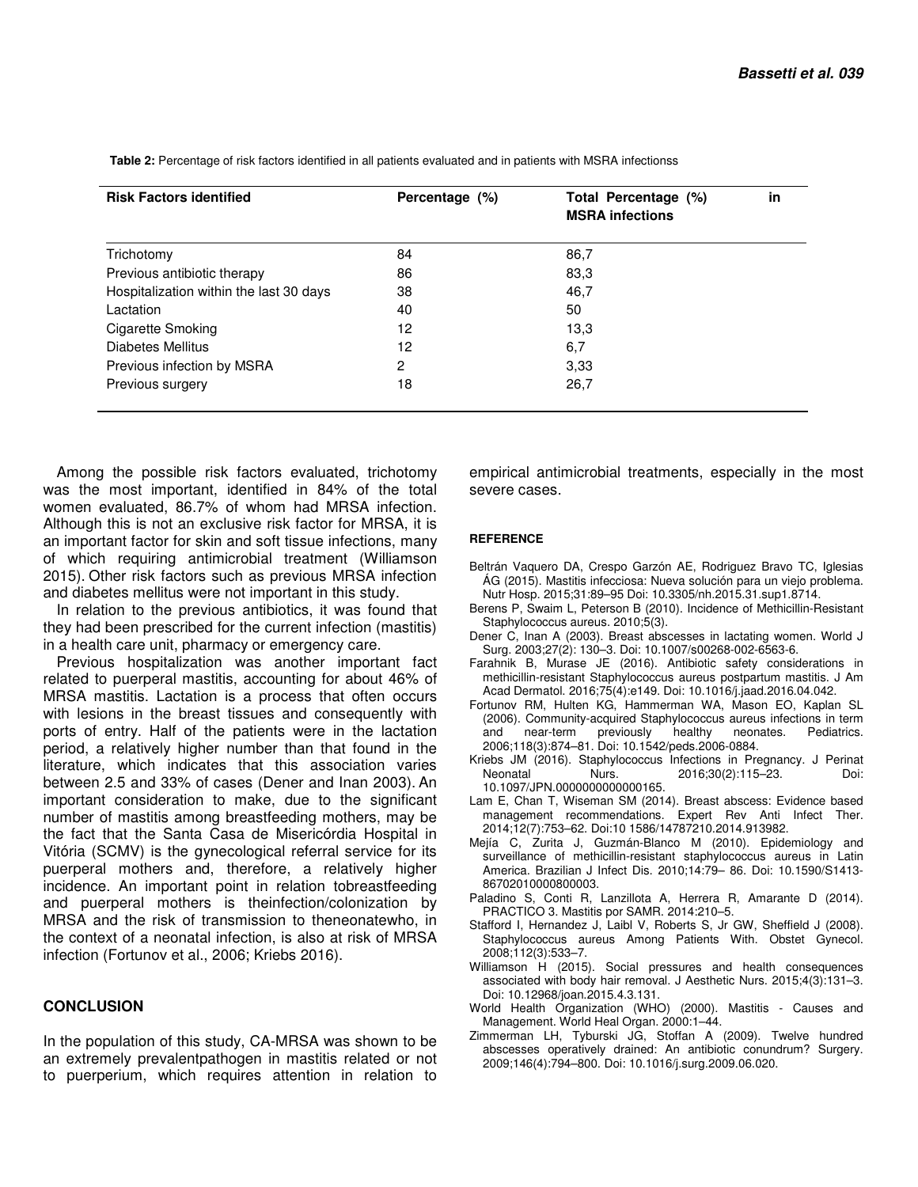**Table 2:** Percentage of risk factors identified in all patients evaluated and in patients with MSRA infectionss

| Risk Factors identified | Percentage (%) | Total Percentage (%) in MSRA infections |
|---|---|---|
| Trichotomy | 84 | 86,7 |
| Previous antibiotic therapy | 86 | 83,3 |
| Hospitalization within the last 30 days | 38 | 46,7 |
| Lactation | 40 | 50 |
| Cigarette Smoking | 12 | 13,3 |
| Diabetes Mellitus | 12 | 6,7 |
| Previous infection by MSRA | 2 | 3,33 |
| Previous surgery | 18 | 26,7 |

Among the possible risk factors evaluated, trichotomy was the most important, identified in 84% of the total women evaluated, 86.7% of whom had MRSA infection. Although this is not an exclusive risk factor for MRSA, it is an important factor for skin and soft tissue infections, many of which requiring antimicrobial treatment (Williamson 2015). Other risk factors such as previous MRSA infection and diabetes mellitus were not important in this study.

In relation to the previous antibiotics, it was found that they had been prescribed for the current infection (mastitis) in a health care unit, pharmacy or emergency care.

Previous hospitalization was another important fact related to puerperal mastitis, accounting for about 46% of MRSA mastitis. Lactation is a process that often occurs with lesions in the breast tissues and consequently with ports of entry. Half of the patients were in the lactation period, a relatively higher number than that found in the literature, which indicates that this association varies between 2.5 and 33% of cases (Dener and Inan 2003). An important consideration to make, due to the significant number of mastitis among breastfeeding mothers, may be the fact that the Santa Casa de Misericórdia Hospital in Vitória (SCMV) is the gynecological referral service for its puerperal mothers and, therefore, a relatively higher incidence. An important point in relation tobreastfeeding and puerperal mothers is theinfection/colonization by MRSA and the risk of transmission to theneonatewho, in the context of a neonatal infection, is also at risk of MRSA infection (Fortunov et al., 2006; Kriebs 2016).

## CONCLUSION

In the population of this study, CA-MRSA was shown to be an extremely prevalentpathogen in mastitis related or not to puerperium, which requires attention in relation to empirical antimicrobial treatments, especially in the most severe cases.

## REFERENCE

Beltrán Vaquero DA, Crespo Garzón AE, Rodriguez Bravo TC, Iglesias ÁG (2015). Mastitis infecciosa: Nueva solución para un viejo problema. Nutr Hosp. 2015;31:89–95 Doi: 10.3305/nh.2015.31.sup1.8714.

Berens P, Swaim L, Peterson B (2010). Incidence of Methicillin-Resistant Staphylococcus aureus. 2010;5(3).

Dener C, Inan A (2003). Breast abscesses in lactating women. World J Surg. 2003;27(2): 130–3. Doi: 10.1007/s00268-002-6563-6.

Farahnik B, Murase JE (2016). Antibiotic safety considerations in methicillin-resistant Staphylococcus aureus postpartum mastitis. J Am Acad Dermatol. 2016;75(4):e149. Doi: 10.1016/j.jaad.2016.04.042.

Fortunov RM, Hulten KG, Hammerman WA, Mason EO, Kaplan SL (2006). Community-acquired Staphylococcus aureus infections in term and near-term previously healthy neonates. Pediatrics. 2006;118(3):874–81. Doi: 10.1542/peds.2006-0884.

Kriebs JM (2016). Staphylococcus Infections in Pregnancy. J Perinat Neonatal Nurs. 2016;30(2):115–23. Doi: 10.1097/JPN.0000000000000165.

Lam E, Chan T, Wiseman SM (2014). Breast abscess: Evidence based management recommendations. Expert Rev Anti Infect Ther. 2014;12(7):753–62. Doi:10 1586/14787210.2014.913982.

Mejía C, Zurita J, Guzmán-Blanco M (2010). Epidemiology and surveillance of methicillin-resistant staphylococcus aureus in Latin America. Brazilian J Infect Dis. 2010;14:79– 86. Doi: 10.1590/S1413-86702010000800003.

Paladino S, Conti R, Lanzillota A, Herrera R, Amarante D (2014). PRACTICO 3. Mastitis por SAMR. 2014:210–5.

Stafford I, Hernandez J, Laibl V, Roberts S, Jr GW, Sheffield J (2008). Staphylococcus aureus Among Patients With. Obstet Gynecol. 2008;112(3):533–7.

Williamson H (2015). Social pressures and health consequences associated with body hair removal. J Aesthetic Nurs. 2015;4(3):131–3. Doi: 10.12968/joan.2015.4.3.131.

World Health Organization (WHO) (2000). Mastitis - Causes and Management. World Heal Organ. 2000:1–44.

Zimmerman LH, Tyburski JG, Stoffan A (2009). Twelve hundred abscesses operatively drained: An antibiotic conundrum? Surgery. 2009;146(4):794–800. Doi: 10.1016/j.surg.2009.06.020.